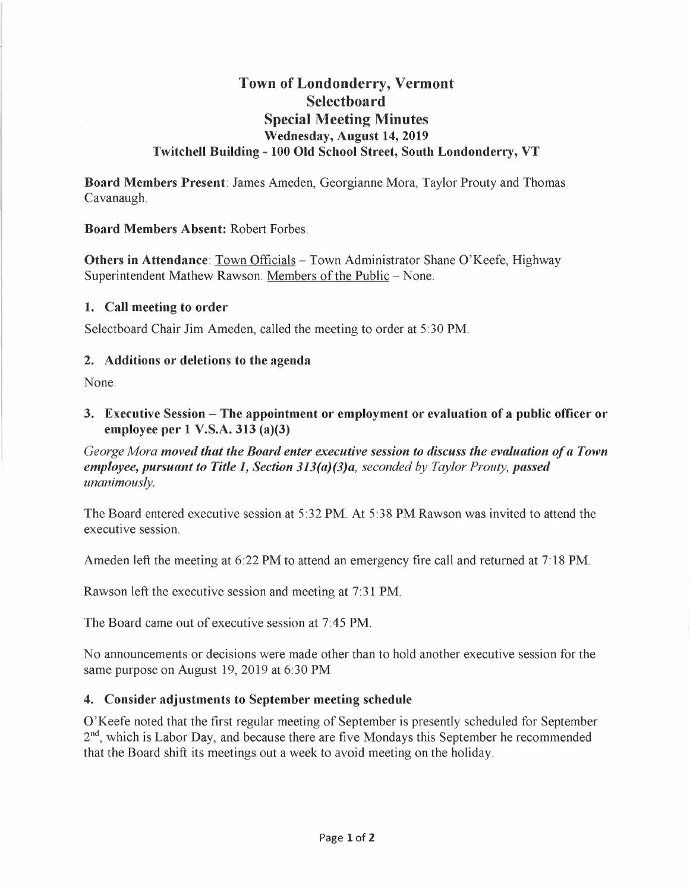# Town of Londonderry, Vermont
## Selectboard
## Special Meeting Minutes
### Wednesday, August 14, 2019
### Twitchell Building - 100 Old School Street, South Londonderry, VT

**Board Members Present**: James Ameden, Georgianne Mora, Taylor Prouty and Thomas Cavanaugh.

**Board Members Absent:** Robert Forbes.

**Others in Attendance**: Town Officials – Town Administrator Shane O'Keefe, Highway Superintendent Mathew Rawson. Members of the Public – None.

### 1. Call meeting to order

Selectboard Chair Jim Ameden, called the meeting to order at 5:30 PM.

### 2. Additions or deletions to the agenda

None.

### 3. Executive Session – The appointment or employment or evaluation of a public officer or employee per 1 V.S.A. 313 (a)(3)

*George Mora **moved that the Board enter executive session to discuss the evaluation of a Town employee, pursuant to Title 1, Section 313(a)(3)a,** seconded by Taylor Prouty, **passed** unanimously.*

The Board entered executive session at 5:32 PM. At 5:38 PM Rawson was invited to attend the executive session.

Ameden left the meeting at 6:22 PM to attend an emergency fire call and returned at 7:18 PM.

Rawson left the executive session and meeting at 7:31 PM.

The Board came out of executive session at 7:45 PM.

No announcements or decisions were made other than to hold another executive session for the same purpose on August 19, 2019 at 6:30 PM

### 4. Consider adjustments to September meeting schedule

O'Keefe noted that the first regular meeting of September is presently scheduled for September 2nd, which is Labor Day, and because there are five Mondays this September he recommended that the Board shift its meetings out a week to avoid meeting on the holiday.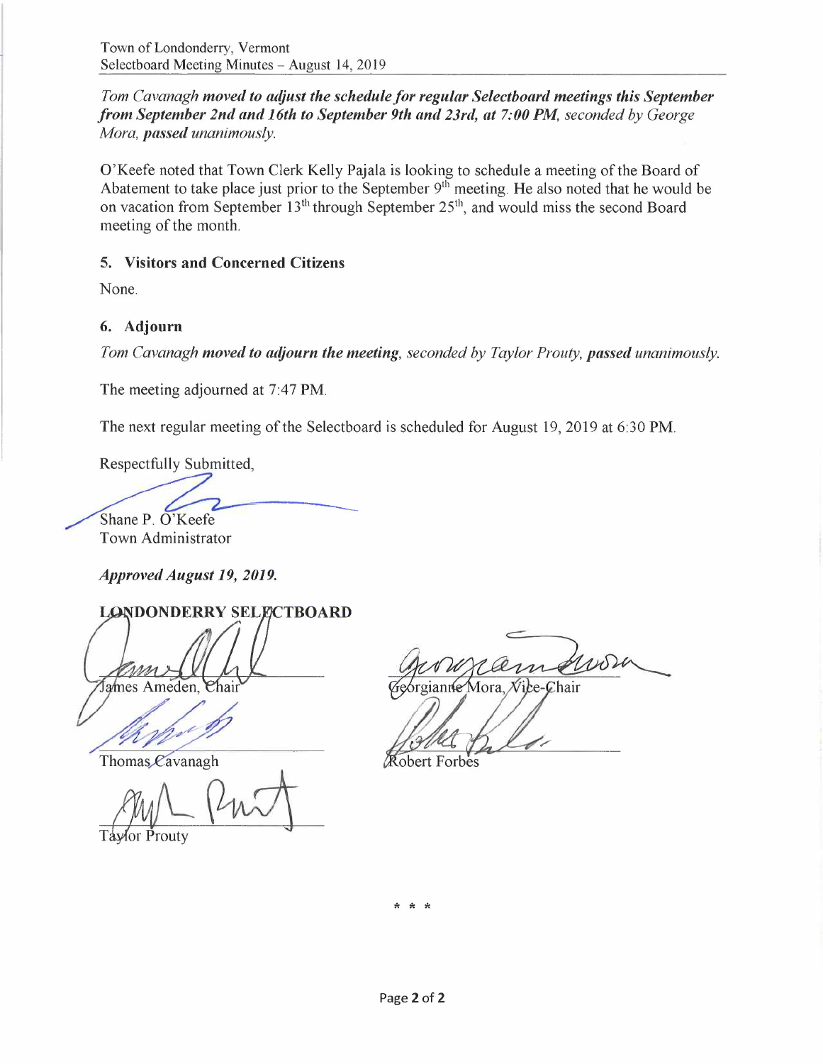*Tom Cavanagh **moved to adjust the schedule for regular Selectboard meetings this September from September 2nd and 16th to September 9th and 23rd, at 7:00 PM**, seconded by George Mora, **passed** unanimously.*

O'Keefe noted that Town Clerk Kelly Pajala is looking to schedule a meeting of the Board of Abatement to take place just prior to the September 9th meeting. He also noted that he would be on vacation from September 13th through September 25th, and would miss the second Board meeting of the month.

### 5. Visitors and Concerned Citizens

None.

### 6. Adjourn

*Tom Cavanagh **moved to adjourn the meeting**, seconded by Taylor Prouty, **passed** unanimously.*

The meeting adjourned at 7:47 PM.

The next regular meeting of the Selectboard is scheduled for August 19, 2019 at 6:30 PM.

Respectfully Submitted,

Shane P. O'Keefe
Town Administrator

***Approved August 19, 2019.***

**LONDONDERRY SELECTBOARD**

James Ameden, Chair

Georgianne Mora, Vice-Chair

Thomas Cavanagh

Robert Forbes

Taylor Prouty

\* \* \*